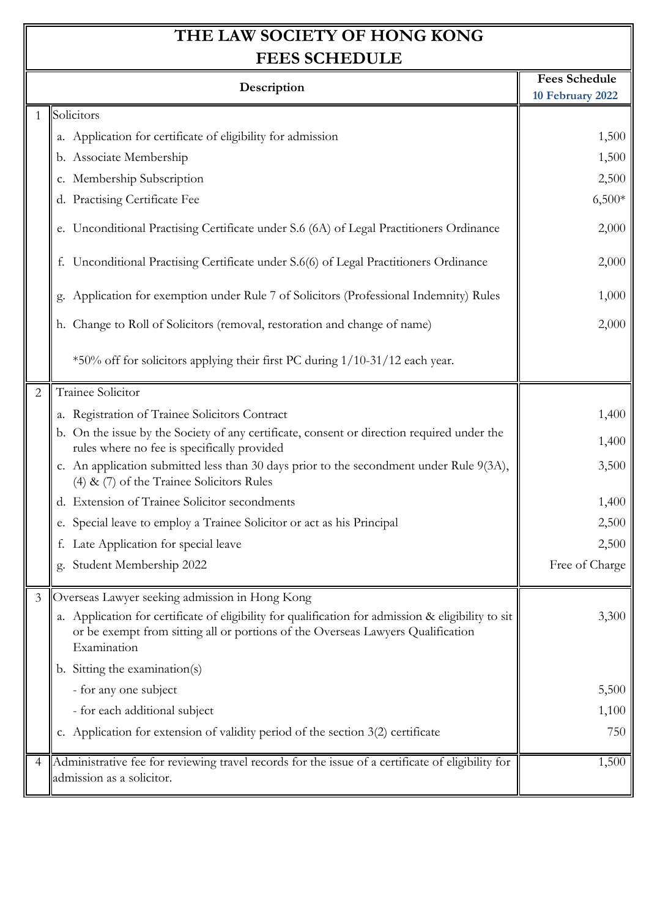# THE LAW SOCIETY OF HONG KONG
# FEES SCHEDULE

| | Description | Fees Schedule **10 February 2022** |
|---|---|---|
| 1 | Solicitors | |
| | a. Application for certificate of eligibility for admission | 1,500 |
| | b. Associate Membership | 1,500 |
| | c. Membership Subscription | 2,500 |
| | d. Practising Certificate Fee | 6,500* |
| | e. Unconditional Practising Certificate under S.6 (6A) of Legal Practitioners Ordinance | 2,000 |
| | f. Unconditional Practising Certificate under S.6(6) of Legal Practitioners Ordinance | 2,000 |
| | g. Application for exemption under Rule 7 of Solicitors (Professional Indemnity) Rules | 1,000 |
| | h. Change to Roll of Solicitors (removal, restoration and change of name) | 2,000 |
| | *50% off for solicitors applying their first PC during 1/10-31/12 each year. | |
| 2 | Trainee Solicitor | |
| | a. Registration of Trainee Solicitors Contract | 1,400 |
| | b. On the issue by the Society of any certificate, consent or direction required under the rules where no fee is specifically provided | 1,400 |
| | c. An application submitted less than 30 days prior to the secondment under Rule 9(3A), (4) & (7) of the Trainee Solicitors Rules | 3,500 |
| | d. Extension of Trainee Solicitor secondments | 1,400 |
| | e. Special leave to employ a Trainee Solicitor or act as his Principal | 2,500 |
| | f. Late Application for special leave | 2,500 |
| | g. Student Membership 2022 | Free of Charge |
| 3 | Overseas Lawyer seeking admission in Hong Kong | |
| | a. Application for certificate of eligibility for qualification for admission & eligibility to sit or be exempt from sitting all or portions of the Overseas Lawyers Qualification Examination | 3,300 |
| | b. Sitting the examination(s) | |
| | - for any one subject | 5,500 |
| | - for each additional subject | 1,100 |
| | c. Application for extension of validity period of the section 3(2) certificate | 750 |
| 4 | Administrative fee for reviewing travel records for the issue of a certificate of eligibility for admission as a solicitor. | 1,500 |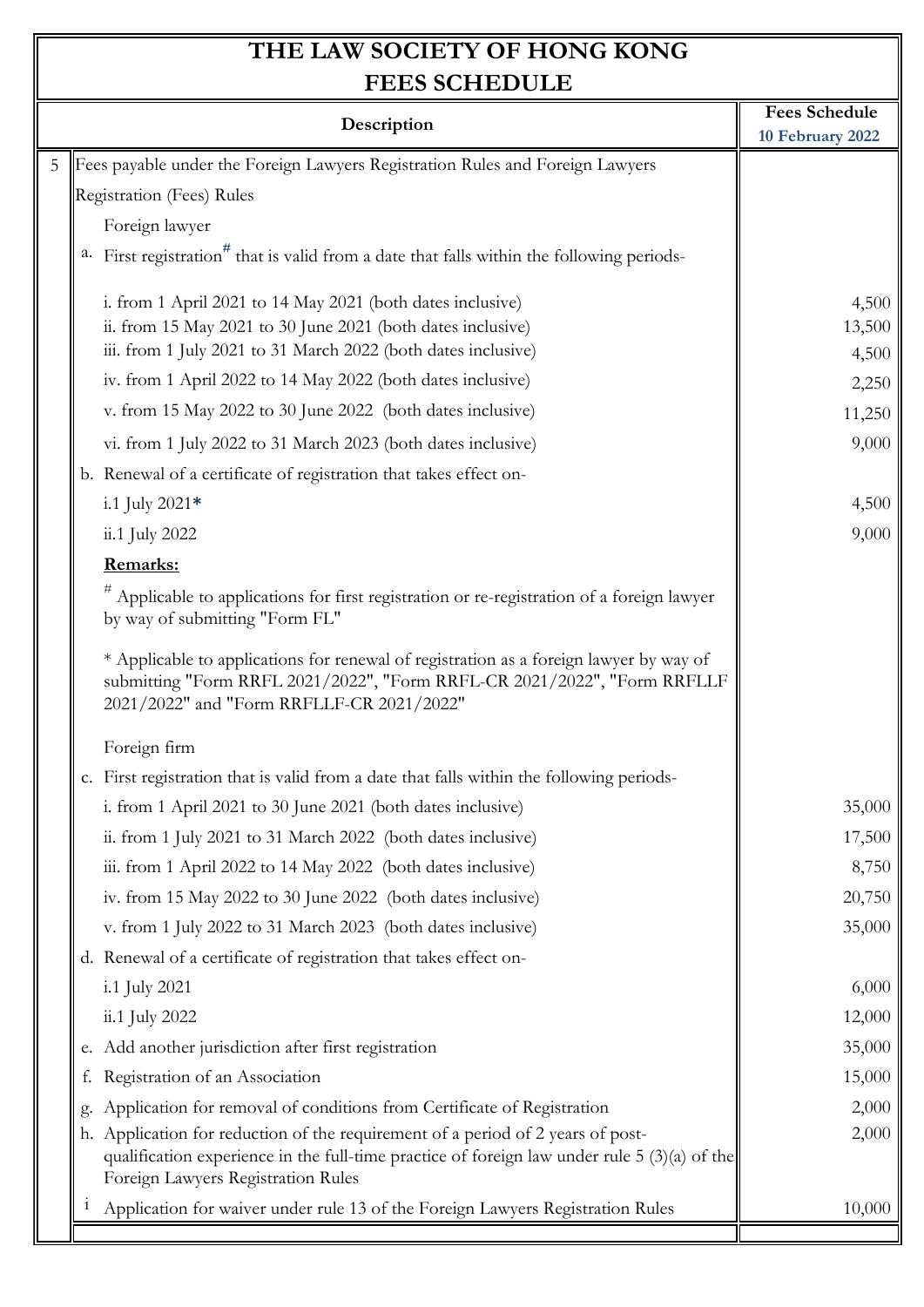# THE LAW SOCIETY OF HONG KONG
## FEES SCHEDULE

| | Description | Fees Schedule 10 February 2022 |
|---|---|---|
| 5 | Fees payable under the Foreign Lawyers Registration Rules and Foreign Lawyers Registration (Fees) Rules | |
| | Foreign lawyer | |
| | a. First registration# that is valid from a date that falls within the following periods- | |
| | i. from 1 April 2021 to 14 May 2021 (both dates inclusive) | 4,500 |
| | ii. from 15 May 2021 to 30 June 2021 (both dates inclusive) | 13,500 |
| | iii. from 1 July 2021 to 31 March 2022 (both dates inclusive) | 4,500 |
| | iv. from 1 April 2022 to 14 May 2022 (both dates inclusive) | 2,250 |
| | v. from 15 May 2022 to 30 June 2022 (both dates inclusive) | 11,250 |
| | vi. from 1 July 2022 to 31 March 2023 (both dates inclusive) | 9,000 |
| | b. Renewal of a certificate of registration that takes effect on- | |
| | i.1 July 2021* | 4,500 |
| | ii.1 July 2022 | 9,000 |
| | **Remarks:** | |
| | # Applicable to applications for first registration or re-registration of a foreign lawyer by way of submitting "Form FL" | |
| | * Applicable to applications for renewal of registration as a foreign lawyer by way of submitting "Form RRFL 2021/2022", "Form RRFL-CR 2021/2022", "Form RRFLLF 2021/2022" and "Form RRFLLF-CR 2021/2022" | |
| | Foreign firm | |
| | c. First registration that is valid from a date that falls within the following periods- | |
| | i. from 1 April 2021 to 30 June 2021 (both dates inclusive) | 35,000 |
| | ii. from 1 July 2021 to 31 March 2022 (both dates inclusive) | 17,500 |
| | iii. from 1 April 2022 to 14 May 2022 (both dates inclusive) | 8,750 |
| | iv. from 15 May 2022 to 30 June 2022 (both dates inclusive) | 20,750 |
| | v. from 1 July 2022 to 31 March 2023 (both dates inclusive) | 35,000 |
| | d. Renewal of a certificate of registration that takes effect on- | |
| | i.1 July 2021 | 6,000 |
| | ii.1 July 2022 | 12,000 |
| | e. Add another jurisdiction after first registration | 35,000 |
| | f. Registration of an Association | 15,000 |
| | g. Application for removal of conditions from Certificate of Registration | 2,000 |
| | h. Application for reduction of the requirement of a period of 2 years of post-qualification experience in the full-time practice of foreign law under rule 5 (3)(a) of the Foreign Lawyers Registration Rules | 2,000 |
| | i Application for waiver under rule 13 of the Foreign Lawyers Registration Rules | 10,000 |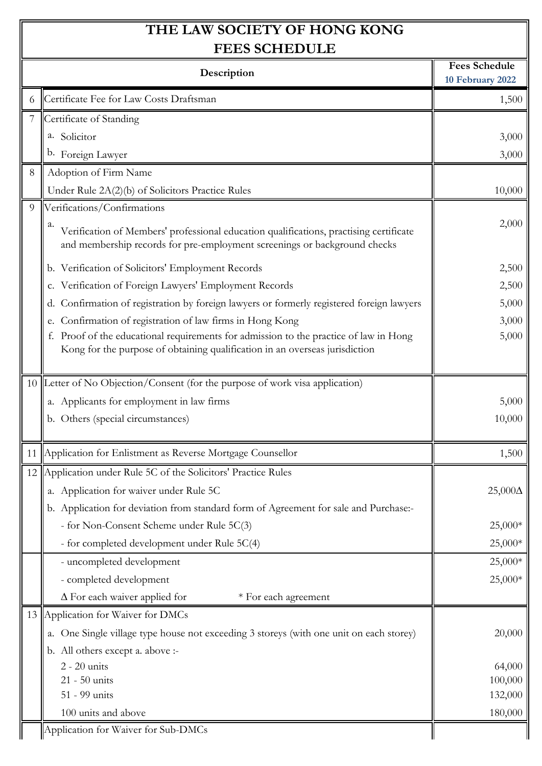# THE LAW SOCIETY OF HONG KONG
# FEES SCHEDULE

| | Description | Fees Schedule 10 February 2022 |
|---|---|---|
| 6 | Certificate Fee for Law Costs Draftsman | 1,500 |
| 7 | Certificate of Standing | |
| | a. Solicitor | 3,000 |
| | b. Foreign Lawyer | 3,000 |
| 8 | Adoption of Firm Name | |
| | Under Rule 2A(2)(b) of Solicitors Practice Rules | 10,000 |
| 9 | Verifications/Confirmations | |
| | a. Verification of Members' professional education qualifications, practising certificate and membership records for pre-employment screenings or background checks | 2,000 |
| | b. Verification of Solicitors' Employment Records | 2,500 |
| | c. Verification of Foreign Lawyers' Employment Records | 2,500 |
| | d. Confirmation of registration by foreign lawyers or formerly registered foreign lawyers | 5,000 |
| | e. Confirmation of registration of law firms in Hong Kong | 3,000 |
| | f. Proof of the educational requirements for admission to the practice of law in Hong Kong for the purpose of obtaining qualification in an overseas jurisdiction | 5,000 |
| 10 | Letter of No Objection/Consent (for the purpose of work visa application) | |
| | a. Applicants for employment in law firms | 5,000 |
| | b. Others (special circumstances) | 10,000 |
| 11 | Application for Enlistment as Reverse Mortgage Counsellor | 1,500 |
| 12 | Application under Rule 5C of the Solicitors' Practice Rules | |
| | a. Application for waiver under Rule 5C | 25,000Δ |
| | b. Application for deviation from standard form of Agreement for sale and Purchase:- | |
| | - for Non-Consent Scheme under Rule 5C(3) | 25,000* |
| | - for completed development under Rule 5C(4) | 25,000* |
| | - uncompleted development | 25,000* |
| | - completed development | 25,000* |
| | Δ For each waiver applied for * For each agreement | |
| 13 | Application for Waiver for DMCs | |
| | a. One Single village type house not exceeding 3 storeys (with one unit on each storey) | 20,000 |
| | b. All others except a. above :- | |
| | 2 - 20 units | 64,000 |
| | 21 - 50 units | 100,000 |
| | 51 - 99 units | 132,000 |
| | 100 units and above | 180,000 |
| | Application for Waiver for Sub-DMCs | |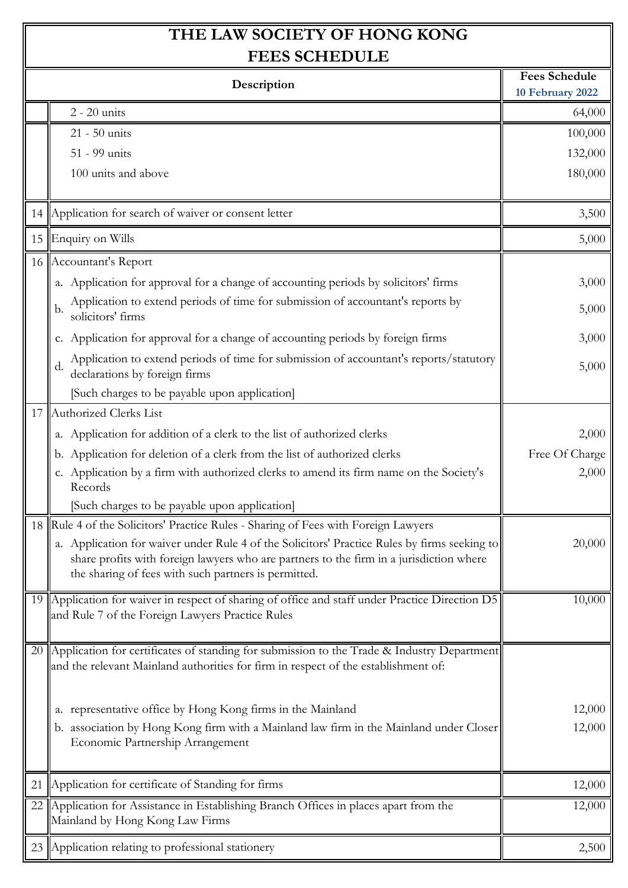# THE LAW SOCIETY OF HONG KONG
## FEES SCHEDULE

| | Description | Fees Schedule 10 February 2022 |
|---|---|---|
| | 2 - 20 units | 64,000 |
| | 21 - 50 units | 100,000 |
| | 51 - 99 units | 132,000 |
| | 100 units and above | 180,000 |
| 14 | Application for search of waiver or consent letter | 3,500 |
| 15 | Enquiry on Wills | 5,000 |
| 16 | Accountant's Report | |
| | a. Application for approval for a change of accounting periods by solicitors' firms | 3,000 |
| | b. Application to extend periods of time for submission of accountant's reports by solicitors' firms | 5,000 |
| | c. Application for approval for a change of accounting periods by foreign firms | 3,000 |
| | d. Application to extend periods of time for submission of accountant's reports/statutory declarations by foreign firms | 5,000 |
| | [Such charges to be payable upon application] | |
| 17 | Authorized Clerks List | |
| | a. Application for addition of a clerk to the list of authorized clerks | 2,000 |
| | b. Application for deletion of a clerk from the list of authorized clerks | Free Of Charge |
| | c. Application by a firm with authorized clerks to amend its firm name on the Society's Records | 2,000 |
| | [Such charges to be payable upon application] | |
| 18 | Rule 4 of the Solicitors' Practice Rules - Sharing of Fees with Foreign Lawyers | |
| | a. Application for waiver under Rule 4 of the Solicitors' Practice Rules by firms seeking to share profits with foreign lawyers who are partners to the firm in a jurisdiction where the sharing of fees with such partners is permitted. | 20,000 |
| 19 | Application for waiver in respect of sharing of office and staff under Practice Direction D5 and Rule 7 of the Foreign Lawyers Practice Rules | 10,000 |
| 20 | Application for certificates of standing for submission to the Trade & Industry Department and the relevant Mainland authorities for firm in respect of the establishment of: | |
| | a. representative office by Hong Kong firms in the Mainland | 12,000 |
| | b. association by Hong Kong firm with a Mainland law firm in the Mainland under Closer Economic Partnership Arrangement | 12,000 |
| 21 | Application for certificate of Standing for firms | 12,000 |
| 22 | Application for Assistance in Establishing Branch Offices in places apart from the Mainland by Hong Kong Law Firms | 12,000 |
| 23 | Application relating to professional stationery | 2,500 |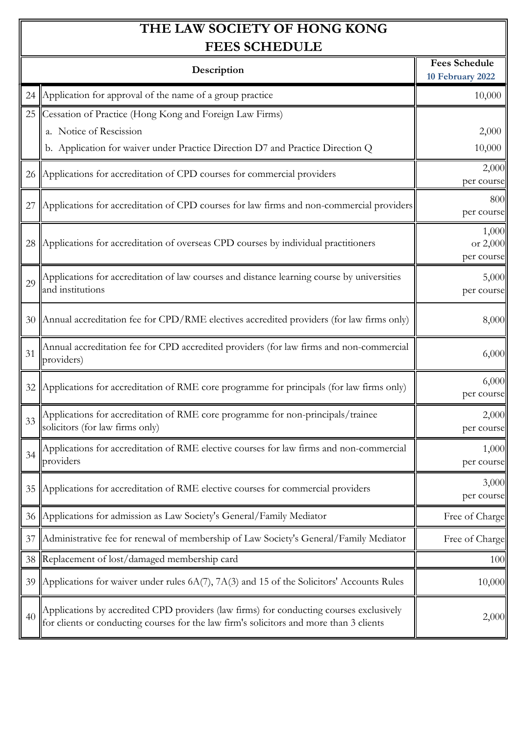# THE LAW SOCIETY OF HONG KONG
## FEES SCHEDULE

| | Description | Fees Schedule 10 February 2022 |
|---|---|---|
| 24 | Application for approval of the name of a group practice | 10,000 |
| 25 | Cessation of Practice (Hong Kong and Foreign Law Firms) | |
| | a. Notice of Rescission | 2,000 |
| | b. Application for waiver under Practice Direction D7 and Practice Direction Q | 10,000 |
| 26 | Applications for accreditation of CPD courses for commercial providers | 2,000 per course |
| 27 | Applications for accreditation of CPD courses for law firms and non-commercial providers | 800 per course |
| 28 | Applications for accreditation of overseas CPD courses by individual practitioners | 1,000 or 2,000 per course |
| 29 | Applications for accreditation of law courses and distance learning course by universities and institutions | 5,000 per course |
| 30 | Annual accreditation fee for CPD/RME electives accredited providers (for law firms only) | 8,000 |
| 31 | Annual accreditation fee for CPD accredited providers (for law firms and non-commercial providers) | 6,000 |
| 32 | Applications for accreditation of RME core programme for principals (for law firms only) | 6,000 per course |
| 33 | Applications for accreditation of RME core programme for non-principals/trainee solicitors (for law firms only) | 2,000 per course |
| 34 | Applications for accreditation of RME elective courses for law firms and non-commercial providers | 1,000 per course |
| 35 | Applications for accreditation of RME elective courses for commercial providers | 3,000 per course |
| 36 | Applications for admission as Law Society's General/Family Mediator | Free of Charge |
| 37 | Administrative fee for renewal of membership of Law Society's General/Family Mediator | Free of Charge |
| 38 | Replacement of lost/damaged membership card | 100 |
| 39 | Applications for waiver under rules 6A(7), 7A(3) and 15 of the Solicitors' Accounts Rules | 10,000 |
| 40 | Applications by accredited CPD providers (law firms) for conducting courses exclusively for clients or conducting courses for the law firm's solicitors and more than 3 clients | 2,000 |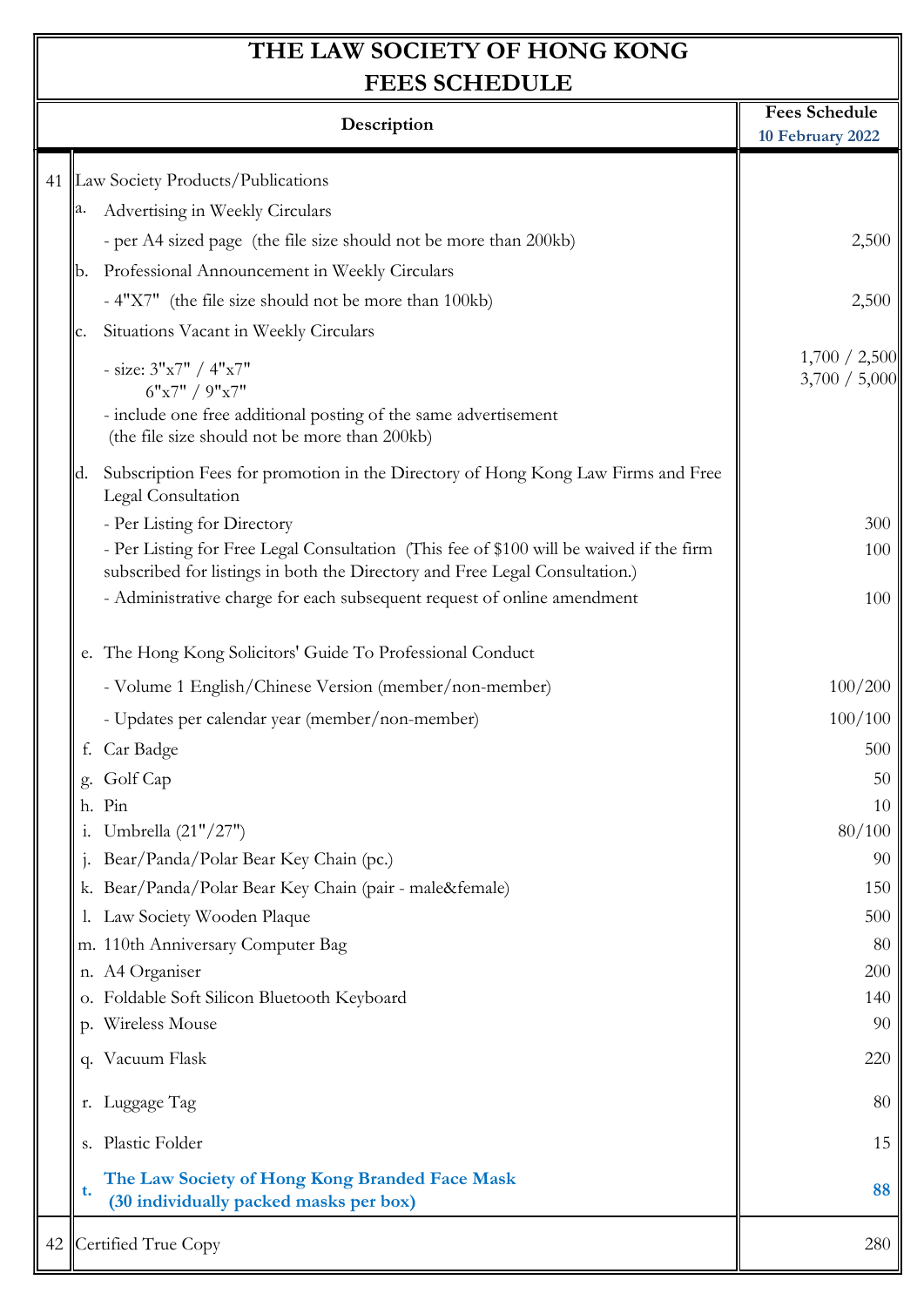# THE LAW SOCIETY OF HONG KONG
# FEES SCHEDULE

| | Description | Fees Schedule 10 February 2022 |
|---|---|---|
| 41 | Law Society Products/Publications | |
| | a. Advertising in Weekly Circulars | |
| | - per A4 sized page (the file size should not be more than 200kb) | 2,500 |
| | b. Professional Announcement in Weekly Circulars | |
| | - 4"X7" (the file size should not be more than 100kb) | 2,500 |
| | c. Situations Vacant in Weekly Circulars | |
| | - size: 3"x7" / 4"x7" 6"x7" / 9"x7" | 1,700 / 2,500 3,700 / 5,000 |
| | - include one free additional posting of the same advertisement (the file size should not be more than 200kb) | |
| | d. Subscription Fees for promotion in the Directory of Hong Kong Law Firms and Free Legal Consultation | |
| | - Per Listing for Directory | 300 |
| | - Per Listing for Free Legal Consultation (This fee of $100 will be waived if the firm subscribed for listings in both the Directory and Free Legal Consultation.) | 100 |
| | - Administrative charge for each subsequent request of online amendment | 100 |
| | e. The Hong Kong Solicitors' Guide To Professional Conduct | |
| | - Volume 1 English/Chinese Version (member/non-member) | 100/200 |
| | - Updates per calendar year (member/non-member) | 100/100 |
| | f. Car Badge | 500 |
| | g. Golf Cap | 50 |
| | h. Pin | 10 |
| | i. Umbrella (21"/27") | 80/100 |
| | j. Bear/Panda/Polar Bear Key Chain (pc.) | 90 |
| | k. Bear/Panda/Polar Bear Key Chain (pair - male&female) | 150 |
| | l. Law Society Wooden Plaque | 500 |
| | m. 110th Anniversary Computer Bag | 80 |
| | n. A4 Organiser | 200 |
| | o. Foldable Soft Silicon Bluetooth Keyboard | 140 |
| | p. Wireless Mouse | 90 |
| | q. Vacuum Flask | 220 |
| | r. Luggage Tag | 80 |
| | s. Plastic Folder | 15 |
| | **t. The Law Society of Hong Kong Branded Face Mask (30 individually packed masks per box)** | **88** |
| 42 | Certified True Copy | 280 |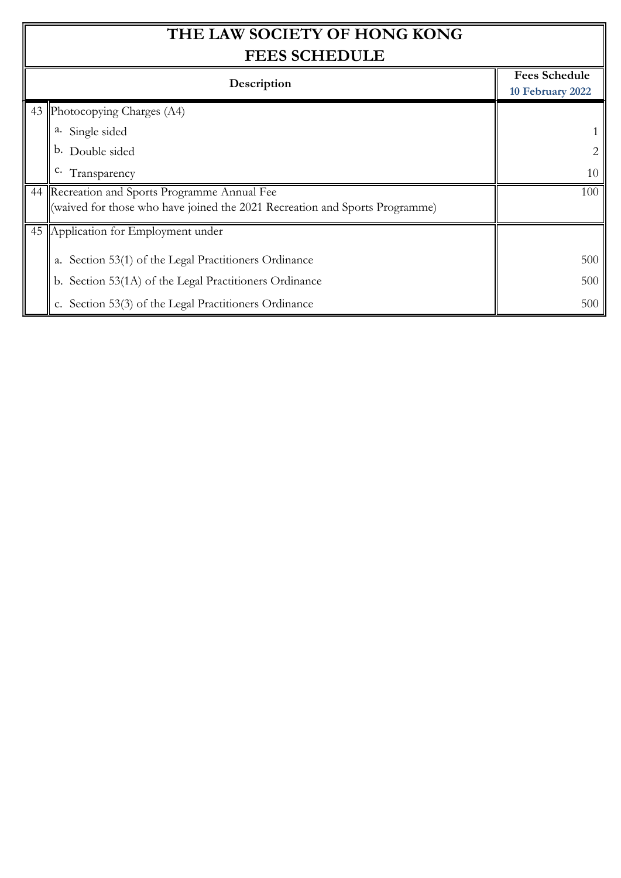# THE LAW SOCIETY OF HONG KONG
## FEES SCHEDULE

| | Description | Fees Schedule 10 February 2022 |
|---|---|---|
| 43 | Photocopying Charges (A4) | |
| | a. Single sided | 1 |
| | b. Double sided | 2 |
| | c. Transparency | 10 |
| 44 | Recreation and Sports Programme Annual Fee (waived for those who have joined the 2021 Recreation and Sports Programme) | 100 |
| 45 | Application for Employment under | |
| | a. Section 53(1) of the Legal Practitioners Ordinance | 500 |
| | b. Section 53(1A) of the Legal Practitioners Ordinance | 500 |
| | c. Section 53(3) of the Legal Practitioners Ordinance | 500 |